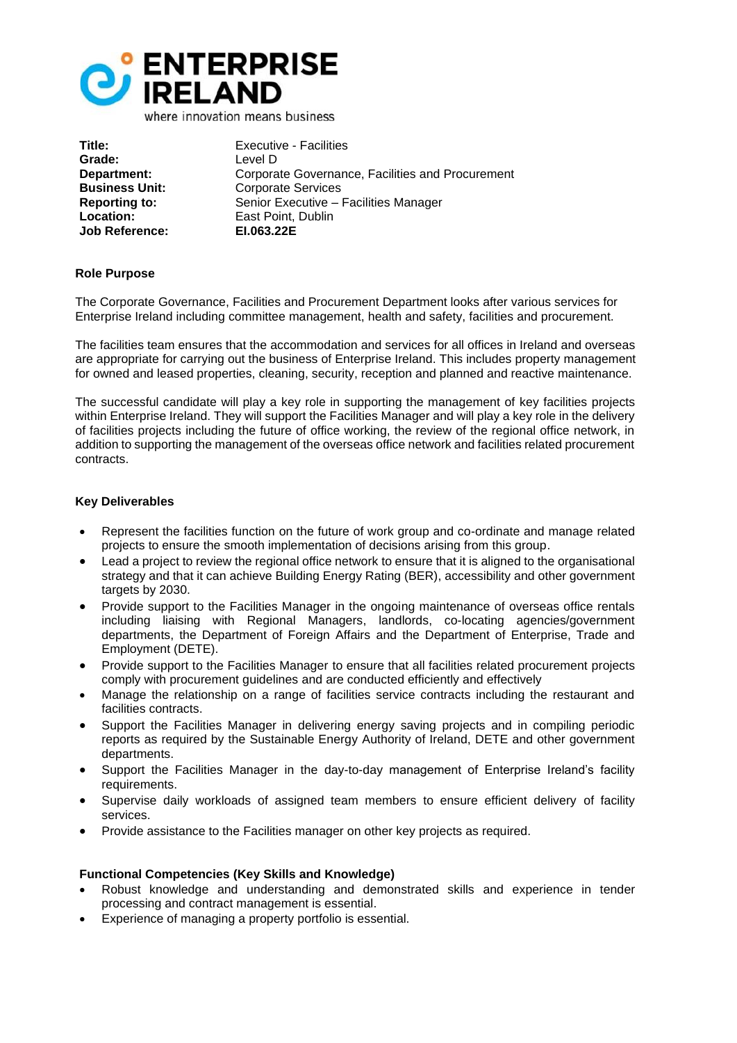ENTERPRISE IRELAND

where innovation means business

| | |
|---|---|
| **Title:** | Executive - Facilities |
| **Grade:** | Level D |
| **Department:** | Corporate Governance, Facilities and Procurement |
| **Business Unit:** | Corporate Services |
| **Reporting to:** | Senior Executive – Facilities Manager |
| **Location:** | East Point, Dublin |
| **Job Reference:** | **EI.063.22E** |

### Role Purpose

The Corporate Governance, Facilities and Procurement Department looks after various services for Enterprise Ireland including committee management, health and safety, facilities and procurement.

The facilities team ensures that the accommodation and services for all offices in Ireland and overseas are appropriate for carrying out the business of Enterprise Ireland. This includes property management for owned and leased properties, cleaning, security, reception and planned and reactive maintenance.

The successful candidate will play a key role in supporting the management of key facilities projects within Enterprise Ireland. They will support the Facilities Manager and will play a key role in the delivery of facilities projects including the future of office working, the review of the regional office network, in addition to supporting the management of the overseas office network and facilities related procurement contracts.

### Key Deliverables

- Represent the facilities function on the future of work group and co-ordinate and manage related projects to ensure the smooth implementation of decisions arising from this group.
- Lead a project to review the regional office network to ensure that it is aligned to the organisational strategy and that it can achieve Building Energy Rating (BER), accessibility and other government targets by 2030.
- Provide support to the Facilities Manager in the ongoing maintenance of overseas office rentals including liaising with Regional Managers, landlords, co-locating agencies/government departments, the Department of Foreign Affairs and the Department of Enterprise, Trade and Employment (DETE).
- Provide support to the Facilities Manager to ensure that all facilities related procurement projects comply with procurement guidelines and are conducted efficiently and effectively
- Manage the relationship on a range of facilities service contracts including the restaurant and facilities contracts.
- Support the Facilities Manager in delivering energy saving projects and in compiling periodic reports as required by the Sustainable Energy Authority of Ireland, DETE and other government departments.
- Support the Facilities Manager in the day-to-day management of Enterprise Ireland's facility requirements.
- Supervise daily workloads of assigned team members to ensure efficient delivery of facility services.
- Provide assistance to the Facilities manager on other key projects as required.

### Functional Competencies (Key Skills and Knowledge)

- Robust knowledge and understanding and demonstrated skills and experience in tender processing and contract management is essential.
- Experience of managing a property portfolio is essential.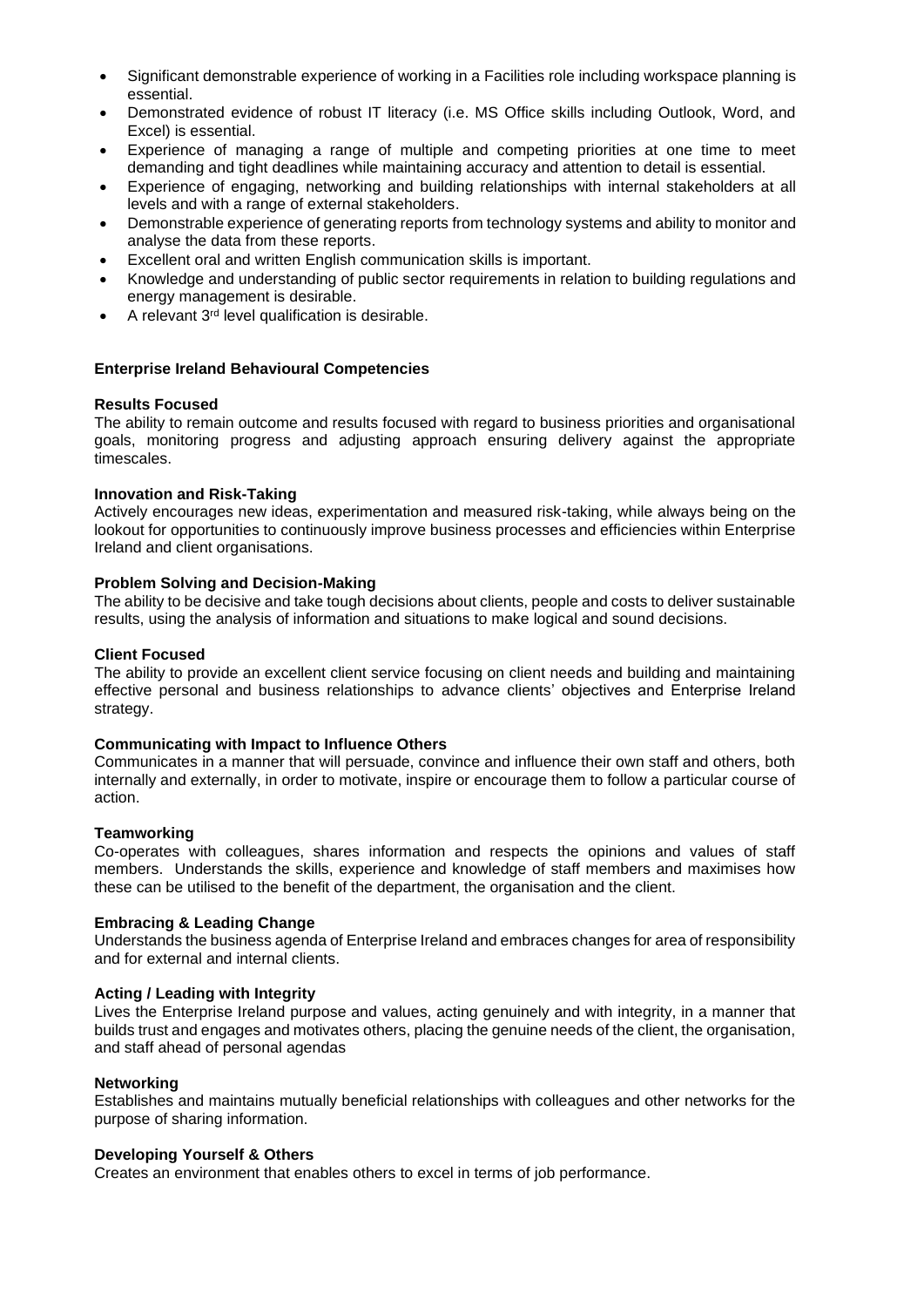- Significant demonstrable experience of working in a Facilities role including workspace planning is essential.
- Demonstrated evidence of robust IT literacy (i.e. MS Office skills including Outlook, Word, and Excel) is essential.
- Experience of managing a range of multiple and competing priorities at one time to meet demanding and tight deadlines while maintaining accuracy and attention to detail is essential.
- Experience of engaging, networking and building relationships with internal stakeholders at all levels and with a range of external stakeholders.
- Demonstrable experience of generating reports from technology systems and ability to monitor and analyse the data from these reports.
- Excellent oral and written English communication skills is important.
- Knowledge and understanding of public sector requirements in relation to building regulations and energy management is desirable.
- A relevant 3rd level qualification is desirable.

## Enterprise Ireland Behavioural Competencies

**Results Focused**
The ability to remain outcome and results focused with regard to business priorities and organisational goals, monitoring progress and adjusting approach ensuring delivery against the appropriate timescales.

**Innovation and Risk-Taking**
Actively encourages new ideas, experimentation and measured risk-taking, while always being on the lookout for opportunities to continuously improve business processes and efficiencies within Enterprise Ireland and client organisations.

**Problem Solving and Decision-Making**
The ability to be decisive and take tough decisions about clients, people and costs to deliver sustainable results, using the analysis of information and situations to make logical and sound decisions.

**Client Focused**
The ability to provide an excellent client service focusing on client needs and building and maintaining effective personal and business relationships to advance clients' objectives and Enterprise Ireland strategy.

**Communicating with Impact to Influence Others**
Communicates in a manner that will persuade, convince and influence their own staff and others, both internally and externally, in order to motivate, inspire or encourage them to follow a particular course of action.

**Teamworking**
Co-operates with colleagues, shares information and respects the opinions and values of staff members. Understands the skills, experience and knowledge of staff members and maximises how these can be utilised to the benefit of the department, the organisation and the client.

**Embracing & Leading Change**
Understands the business agenda of Enterprise Ireland and embraces changes for area of responsibility and for external and internal clients.

**Acting / Leading with Integrity**
Lives the Enterprise Ireland purpose and values, acting genuinely and with integrity, in a manner that builds trust and engages and motivates others, placing the genuine needs of the client, the organisation, and staff ahead of personal agendas

**Networking**
Establishes and maintains mutually beneficial relationships with colleagues and other networks for the purpose of sharing information.

**Developing Yourself & Others**
Creates an environment that enables others to excel in terms of job performance.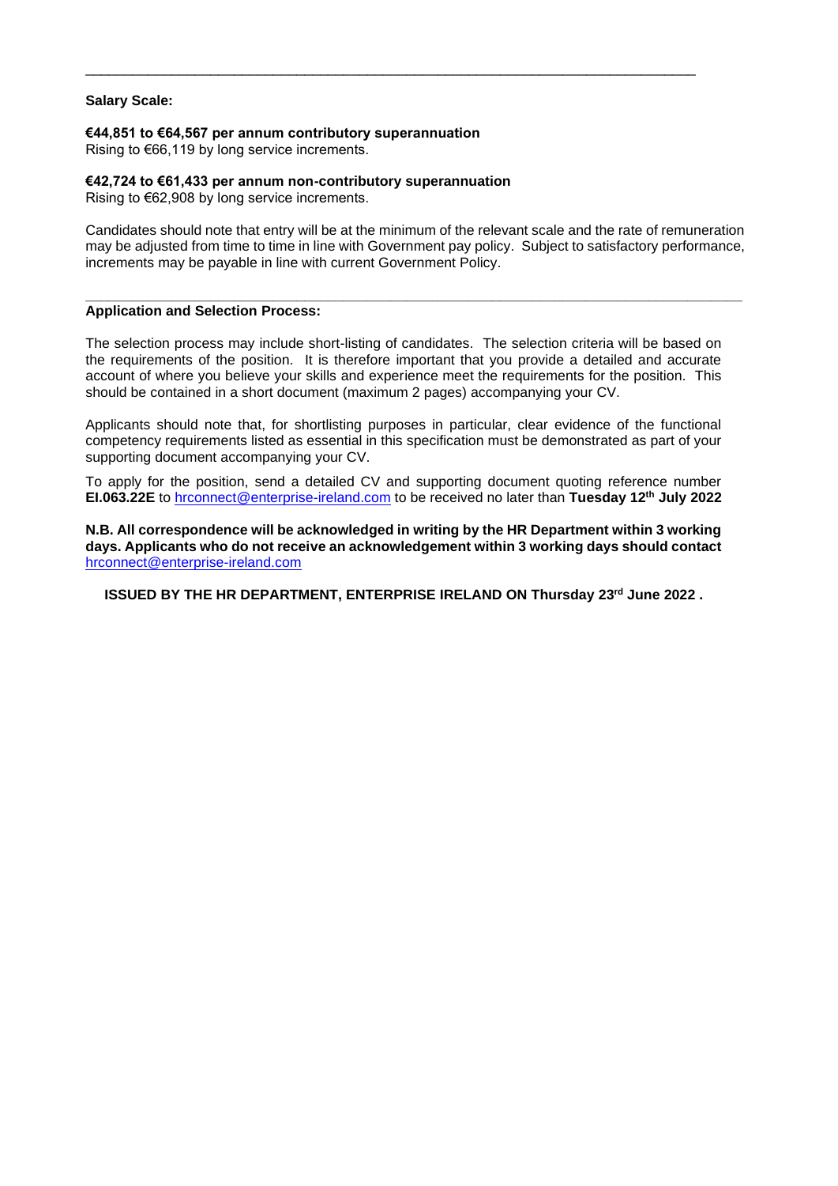---

**Salary Scale:**

**€44,851 to €64,567 per annum contributory superannuation**
Rising to €66,119 by long service increments.

**€42,724 to €61,433 per annum non-contributory superannuation**
Rising to €62,908 by long service increments.

Candidates should note that entry will be at the minimum of the relevant scale and the rate of remuneration may be adjusted from time to time in line with Government pay policy. Subject to satisfactory performance, increments may be payable in line with current Government Policy.

---

**Application and Selection Process:**

The selection process may include short-listing of candidates. The selection criteria will be based on the requirements of the position. It is therefore important that you provide a detailed and accurate account of where you believe your skills and experience meet the requirements for the position. This should be contained in a short document (maximum 2 pages) accompanying your CV.

Applicants should note that, for shortlisting purposes in particular, clear evidence of the functional competency requirements listed as essential in this specification must be demonstrated as part of your supporting document accompanying your CV.

To apply for the position, send a detailed CV and supporting document quoting reference number **EI.063.22E** to hrconnect@enterprise-ireland.com to be received no later than **Tuesday 12th July 2022**

**N.B. All correspondence will be acknowledged in writing by the HR Department within 3 working days. Applicants who do not receive an acknowledgement within 3 working days should contact** hrconnect@enterprise-ireland.com

**ISSUED BY THE HR DEPARTMENT, ENTERPRISE IRELAND ON Thursday 23rd June 2022 .**